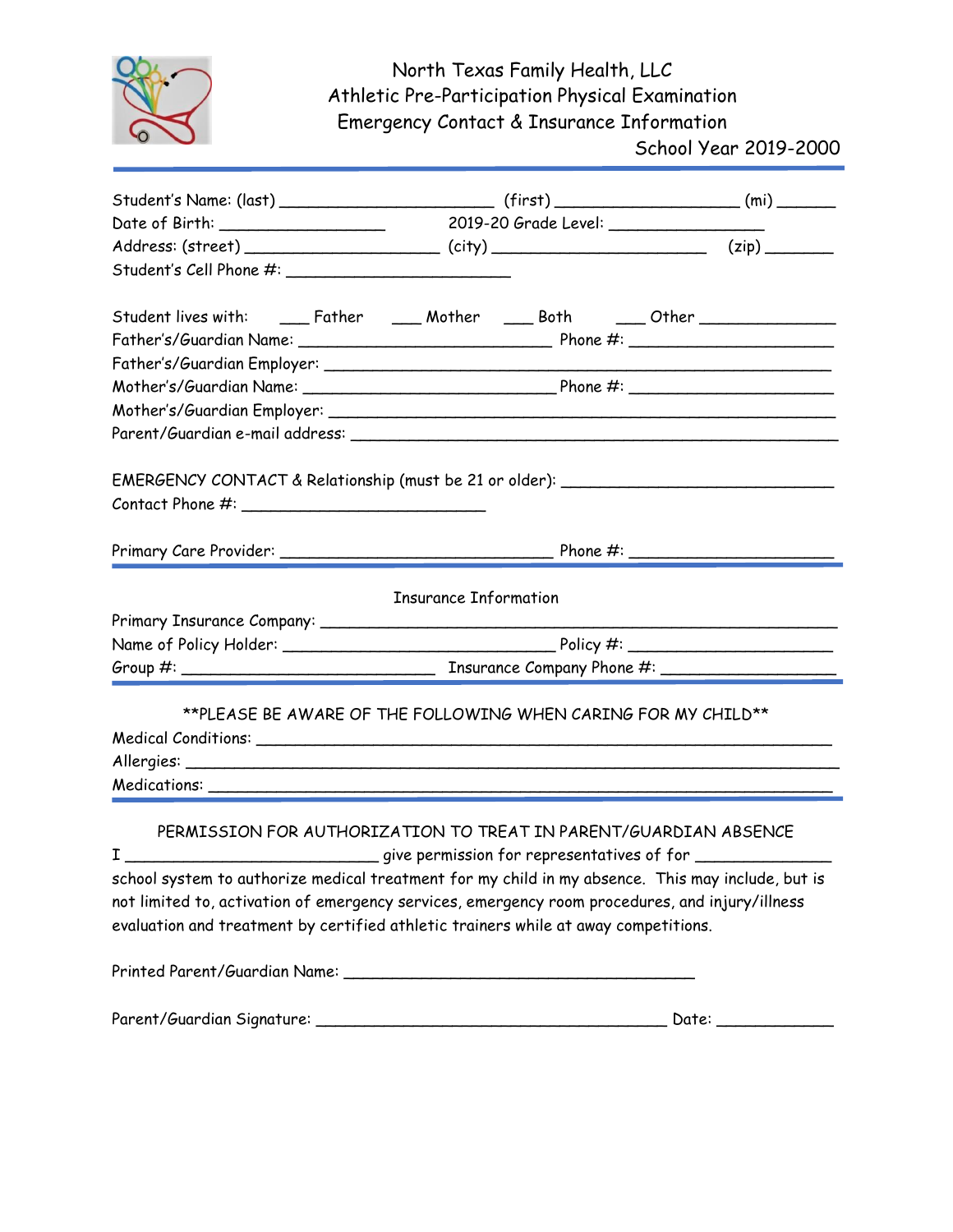# North Texas Family Health, LLC
## Athletic Pre-Participation Physical Examination
## Emergency Contact & Insurance Information

School Year 2019-2000

Student's Name: (last) ______________________ (first) ___________________ (mi) ______

Date of Birth: _________________ 2019-20 Grade Level: ________________

Address: (street) ____________________ (city) ______________________ (zip) _______

Student's Cell Phone #: ______________________

Student lives with: ___ Father ___ Mother ___ Both ___ Other ______________

Father's/Guardian Name: __________________________ Phone #: _____________________

Father's/Guardian Employer: ______________________________________________________

Mother's/Guardian Name: __________________________ Phone #: _____________________

Mother's/Guardian Employer: ______________________________________________________

Parent/Guardian e-mail address: ___________________________________________________

EMERGENCY CONTACT & Relationship (must be 21 or older): ____________________________

Contact Phone #: _________________________

Primary Care Provider: ____________________________ Phone #: _____________________

### Insurance Information

Primary Insurance Company: _______________________________________________________

Name of Policy Holder: ___________________________ Policy #: _____________________

Group #: __________________________ Insurance Company Phone #: __________________

### **PLEASE BE AWARE OF THE FOLLOWING WHEN CARING FOR MY CHILD**

Medical Conditions: ______________________________________________________________

Allergies: _______________________________________________________________________

Medications: _____________________________________________________________________

### PERMISSION FOR AUTHORIZATION TO TREAT IN PARENT/GUARDIAN ABSENCE

I __________________________ give permission for representatives of for ______________ school system to authorize medical treatment for my child in my absence. This may include, but is not limited to, activation of emergency services, emergency room procedures, and injury/illness evaluation and treatment by certified athletic trainers while at away competitions.

Printed Parent/Guardian Name: _____________________________________

Parent/Guardian Signature: _____________________________________ Date: ____________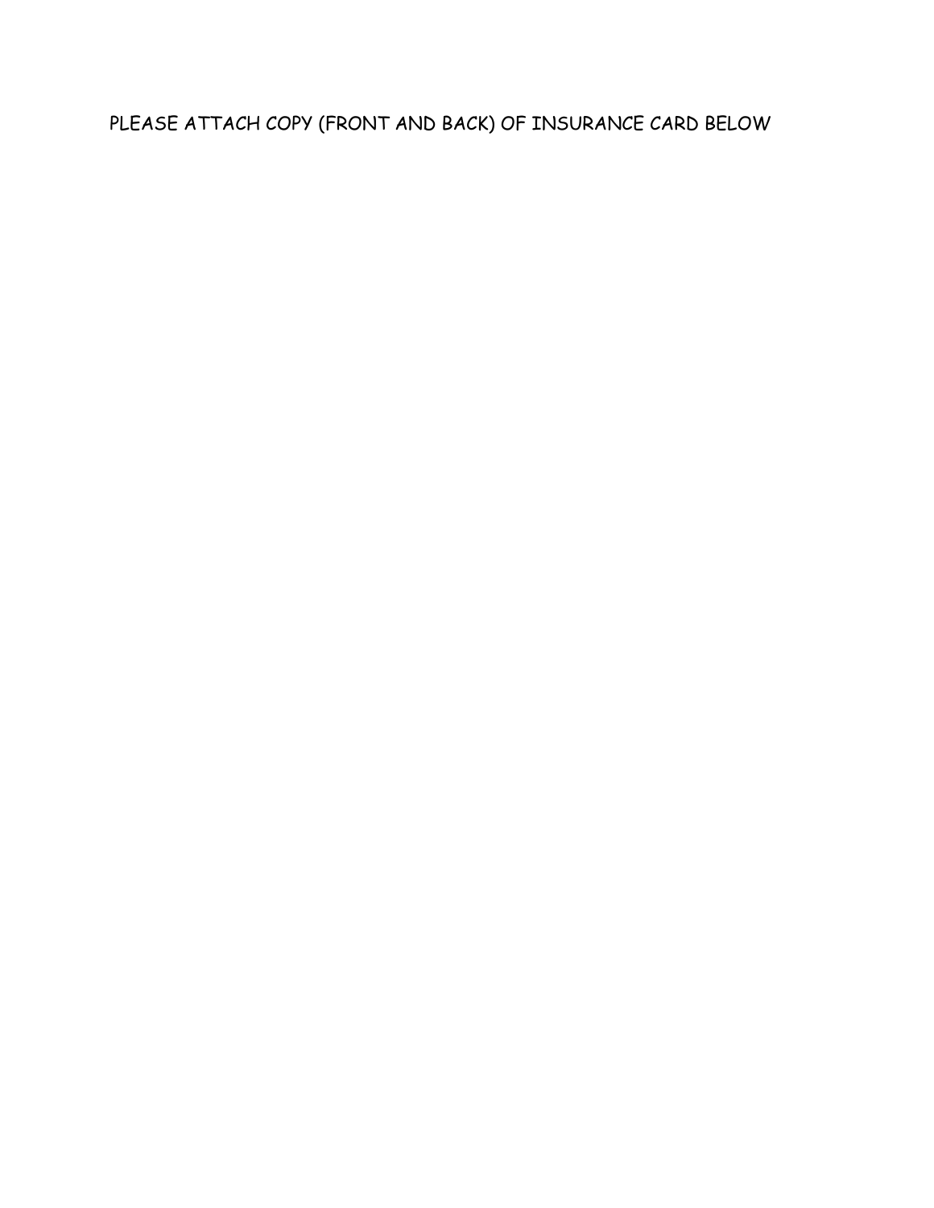PLEASE ATTACH COPY (FRONT AND BACK) OF INSURANCE CARD BELOW